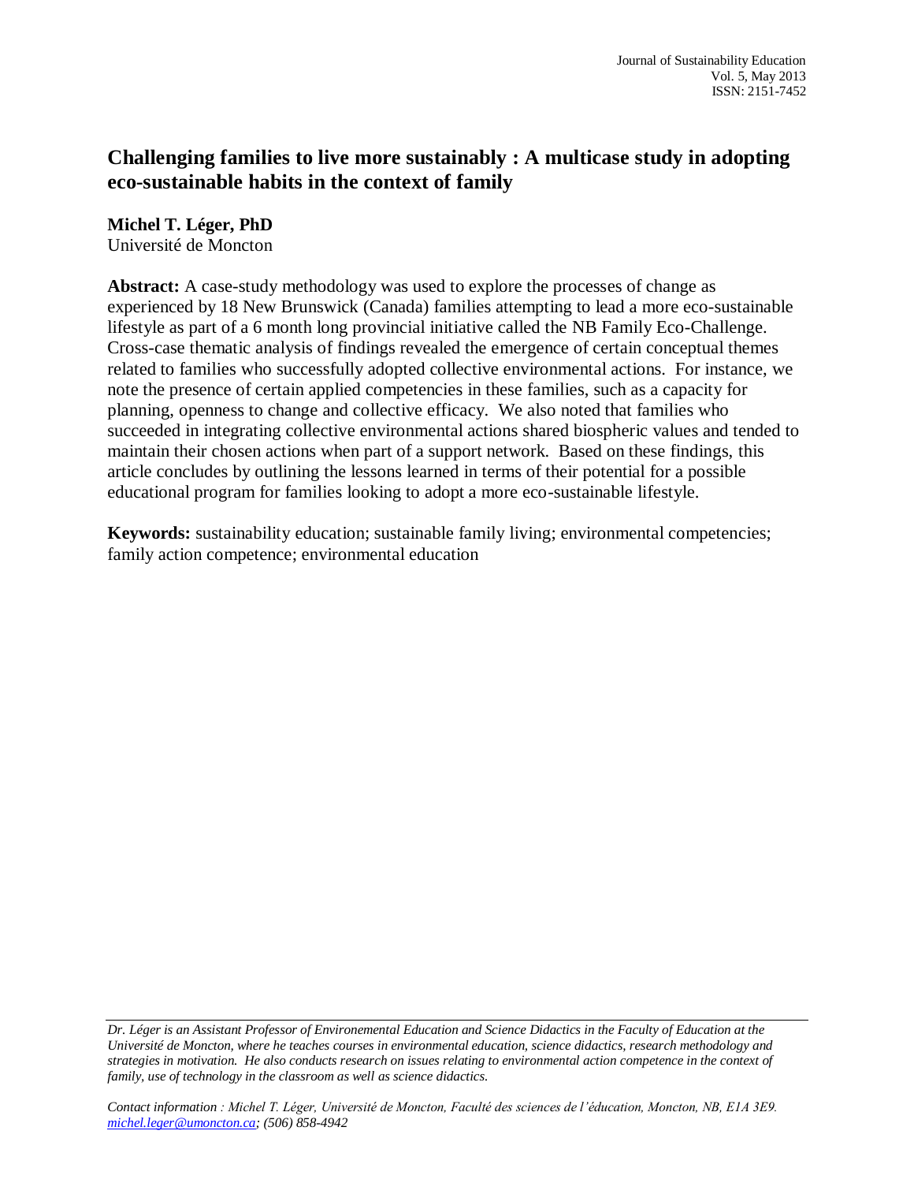# Challenging families to live more sustainably : A multicase study in adopting eco-sustainable habits in the context of family

**Michel T. Léger, PhD**
Université de Moncton

**Abstract:** A case-study methodology was used to explore the processes of change as experienced by 18 New Brunswick (Canada) families attempting to lead a more eco-sustainable lifestyle as part of a 6 month long provincial initiative called the NB Family Eco-Challenge. Cross-case thematic analysis of findings revealed the emergence of certain conceptual themes related to families who successfully adopted collective environmental actions. For instance, we note the presence of certain applied competencies in these families, such as a capacity for planning, openness to change and collective efficacy. We also noted that families who succeeded in integrating collective environmental actions shared biospheric values and tended to maintain their chosen actions when part of a support network. Based on these findings, this article concludes by outlining the lessons learned in terms of their potential for a possible educational program for families looking to adopt a more eco-sustainable lifestyle.

**Keywords:** sustainability education; sustainable family living; environmental competencies; family action competence; environmental education

---

*Dr. Léger is an Assistant Professor of Environemental Education and Science Didactics in the Faculty of Education at the Université de Moncton, where he teaches courses in environmental education, science didactics, research methodology and strategies in motivation. He also conducts research on issues relating to environmental action competence in the context of family, use of technology in the classroom as well as science didactics.*

*Contact information : Michel T. Léger, Université de Moncton, Faculté des sciences de l'éducation, Moncton, NB, E1A 3E9. michel.leger@umoncton.ca; (506) 858-4942*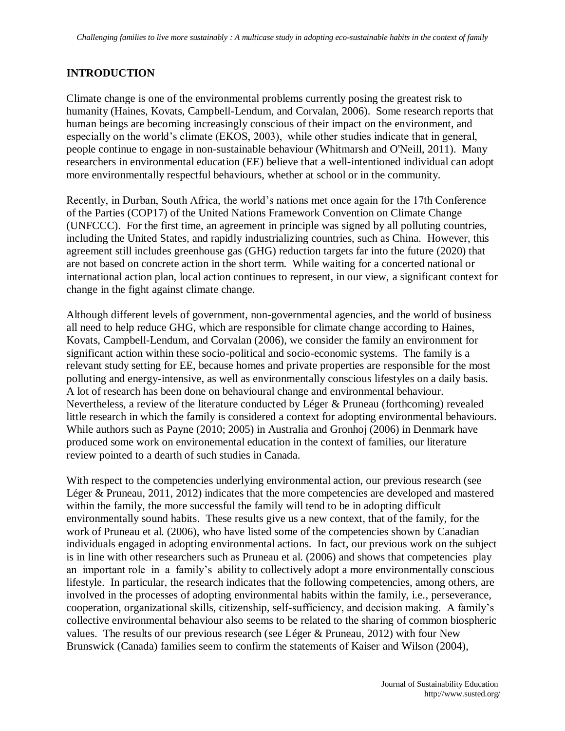## INTRODUCTION

Climate change is one of the environmental problems currently posing the greatest risk to humanity (Haines, Kovats, Campbell-Lendum, and Corvalan, 2006). Some research reports that human beings are becoming increasingly conscious of their impact on the environment, and especially on the world's climate (EKOS, 2003), while other studies indicate that in general, people continue to engage in non-sustainable behaviour (Whitmarsh and O'Neill, 2011). Many researchers in environmental education (EE) believe that a well-intentioned individual can adopt more environmentally respectful behaviours, whether at school or in the community.

Recently, in Durban, South Africa, the world's nations met once again for the 17th Conference of the Parties (COP17) of the United Nations Framework Convention on Climate Change (UNFCCC). For the first time, an agreement in principle was signed by all polluting countries, including the United States, and rapidly industrializing countries, such as China. However, this agreement still includes greenhouse gas (GHG) reduction targets far into the future (2020) that are not based on concrete action in the short term. While waiting for a concerted national or international action plan, local action continues to represent, in our view, a significant context for change in the fight against climate change.

Although different levels of government, non-governmental agencies, and the world of business all need to help reduce GHG, which are responsible for climate change according to Haines, Kovats, Campbell-Lendum, and Corvalan (2006), we consider the family an environment for significant action within these socio-political and socio-economic systems. The family is a relevant study setting for EE, because homes and private properties are responsible for the most polluting and energy-intensive, as well as environmentally conscious lifestyles on a daily basis. A lot of research has been done on behavioural change and environmental behaviour. Nevertheless, a review of the literature conducted by Léger & Pruneau (forthcoming) revealed little research in which the family is considered a context for adopting environmental behaviours. While authors such as Payne (2010; 2005) in Australia and Gronhoj (2006) in Denmark have produced some work on environemental education in the context of families, our literature review pointed to a dearth of such studies in Canada.

With respect to the competencies underlying environmental action, our previous research (see Léger & Pruneau, 2011, 2012) indicates that the more competencies are developed and mastered within the family, the more successful the family will tend to be in adopting difficult environmentally sound habits. These results give us a new context, that of the family, for the work of Pruneau et al. (2006), who have listed some of the competencies shown by Canadian individuals engaged in adopting environmental actions. In fact, our previous work on the subject is in line with other researchers such as Pruneau et al. (2006) and shows that competencies play an important role in a family's ability to collectively adopt a more environmentally conscious lifestyle. In particular, the research indicates that the following competencies, among others, are involved in the processes of adopting environmental habits within the family, i.e., perseverance, cooperation, organizational skills, citizenship, self-sufficiency, and decision making. A family's collective environmental behaviour also seems to be related to the sharing of common biospheric values. The results of our previous research (see Léger & Pruneau, 2012) with four New Brunswick (Canada) families seem to confirm the statements of Kaiser and Wilson (2004),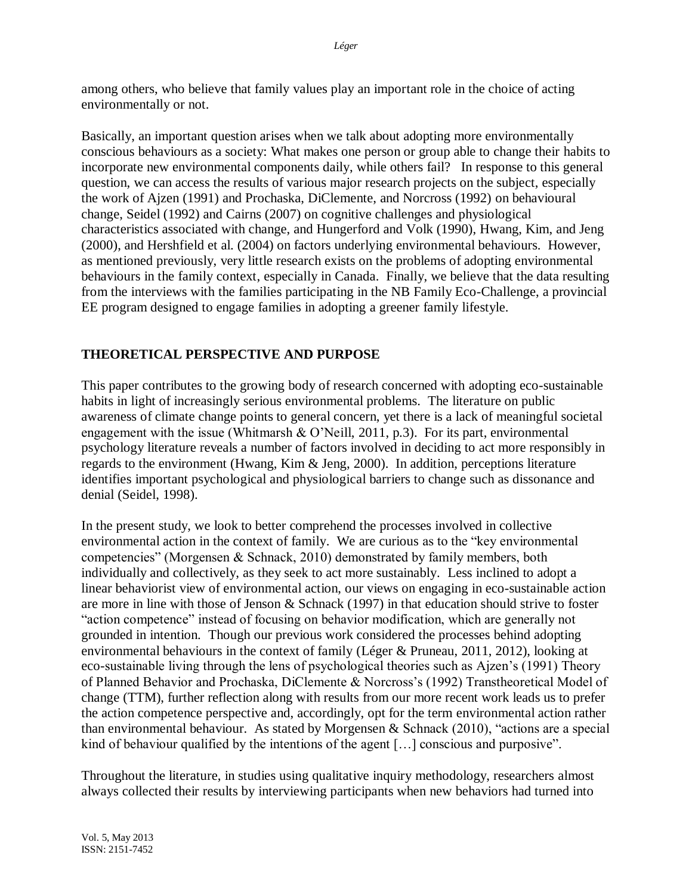among others, who believe that family values play an important role in the choice of acting environmentally or not.

Basically, an important question arises when we talk about adopting more environmentally conscious behaviours as a society: What makes one person or group able to change their habits to incorporate new environmental components daily, while others fail? In response to this general question, we can access the results of various major research projects on the subject, especially the work of Ajzen (1991) and Prochaska, DiClemente, and Norcross (1992) on behavioural change, Seidel (1992) and Cairns (2007) on cognitive challenges and physiological characteristics associated with change, and Hungerford and Volk (1990), Hwang, Kim, and Jeng (2000), and Hershfield et al. (2004) on factors underlying environmental behaviours. However, as mentioned previously, very little research exists on the problems of adopting environmental behaviours in the family context, especially in Canada. Finally, we believe that the data resulting from the interviews with the families participating in the NB Family Eco-Challenge, a provincial EE program designed to engage families in adopting a greener family lifestyle.

## THEORETICAL PERSPECTIVE AND PURPOSE

This paper contributes to the growing body of research concerned with adopting eco-sustainable habits in light of increasingly serious environmental problems. The literature on public awareness of climate change points to general concern, yet there is a lack of meaningful societal engagement with the issue (Whitmarsh & O'Neill, 2011, p.3). For its part, environmental psychology literature reveals a number of factors involved in deciding to act more responsibly in regards to the environment (Hwang, Kim & Jeng, 2000). In addition, perceptions literature identifies important psychological and physiological barriers to change such as dissonance and denial (Seidel, 1998).

In the present study, we look to better comprehend the processes involved in collective environmental action in the context of family. We are curious as to the "key environmental competencies" (Morgensen & Schnack, 2010) demonstrated by family members, both individually and collectively, as they seek to act more sustainably. Less inclined to adopt a linear behaviorist view of environmental action, our views on engaging in eco-sustainable action are more in line with those of Jenson & Schnack (1997) in that education should strive to foster "action competence" instead of focusing on behavior modification, which are generally not grounded in intention. Though our previous work considered the processes behind adopting environmental behaviours in the context of family (Léger & Pruneau, 2011, 2012), looking at eco-sustainable living through the lens of psychological theories such as Ajzen's (1991) Theory of Planned Behavior and Prochaska, DiClemente & Norcross's (1992) Transtheoretical Model of change (TTM), further reflection along with results from our more recent work leads us to prefer the action competence perspective and, accordingly, opt for the term environmental action rather than environmental behaviour. As stated by Morgensen & Schnack (2010), "actions are a special kind of behaviour qualified by the intentions of the agent […] conscious and purposive".

Throughout the literature, in studies using qualitative inquiry methodology, researchers almost always collected their results by interviewing participants when new behaviors had turned into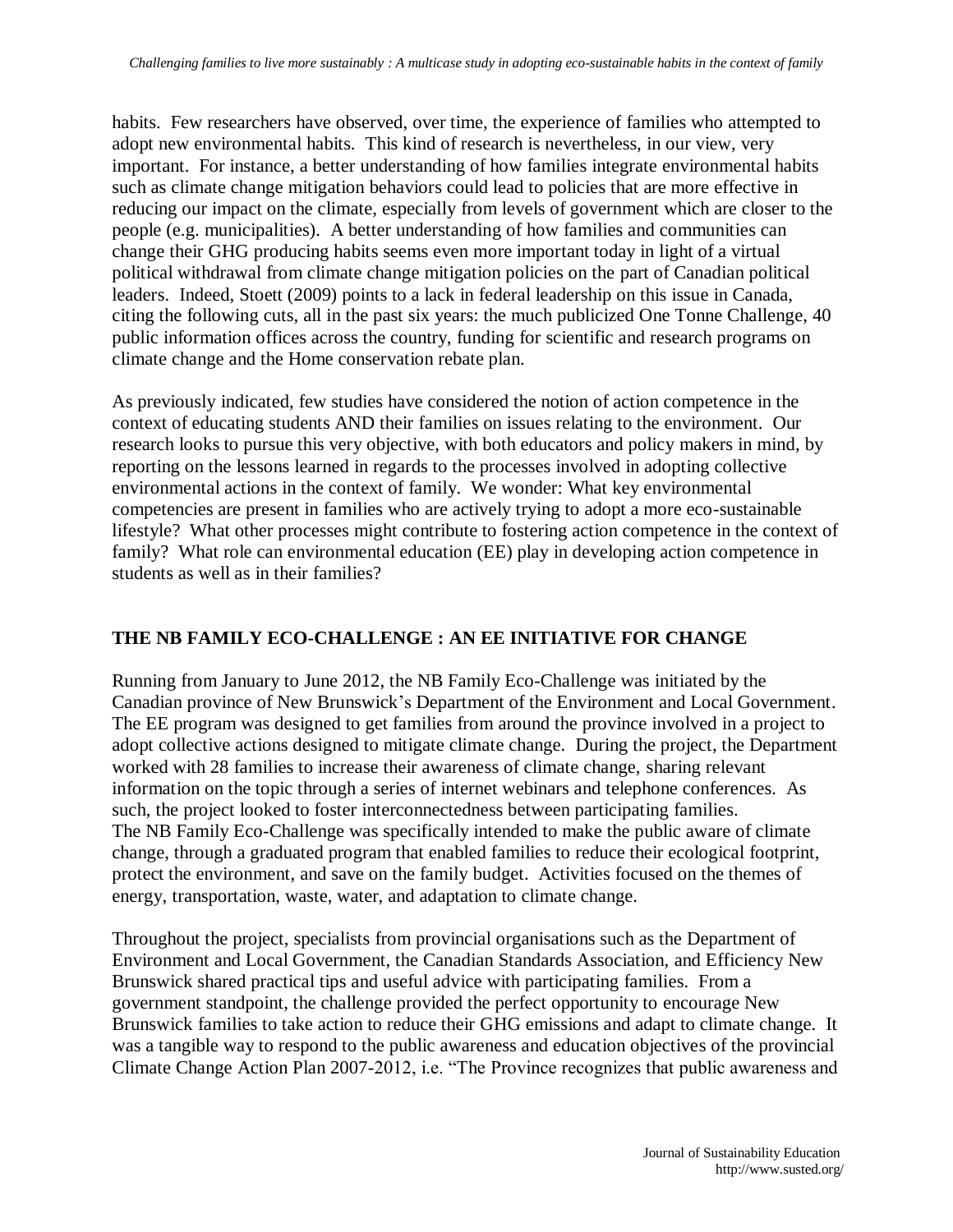habits. Few researchers have observed, over time, the experience of families who attempted to adopt new environmental habits. This kind of research is nevertheless, in our view, very important. For instance, a better understanding of how families integrate environmental habits such as climate change mitigation behaviors could lead to policies that are more effective in reducing our impact on the climate, especially from levels of government which are closer to the people (e.g. municipalities). A better understanding of how families and communities can change their GHG producing habits seems even more important today in light of a virtual political withdrawal from climate change mitigation policies on the part of Canadian political leaders. Indeed, Stoett (2009) points to a lack in federal leadership on this issue in Canada, citing the following cuts, all in the past six years: the much publicized One Tonne Challenge, 40 public information offices across the country, funding for scientific and research programs on climate change and the Home conservation rebate plan.

As previously indicated, few studies have considered the notion of action competence in the context of educating students AND their families on issues relating to the environment. Our research looks to pursue this very objective, with both educators and policy makers in mind, by reporting on the lessons learned in regards to the processes involved in adopting collective environmental actions in the context of family. We wonder: What key environmental competencies are present in families who are actively trying to adopt a more eco-sustainable lifestyle? What other processes might contribute to fostering action competence in the context of family? What role can environmental education (EE) play in developing action competence in students as well as in their families?

## THE NB FAMILY ECO-CHALLENGE : AN EE INITIATIVE FOR CHANGE

Running from January to June 2012, the NB Family Eco-Challenge was initiated by the Canadian province of New Brunswick's Department of the Environment and Local Government. The EE program was designed to get families from around the province involved in a project to adopt collective actions designed to mitigate climate change. During the project, the Department worked with 28 families to increase their awareness of climate change, sharing relevant information on the topic through a series of internet webinars and telephone conferences. As such, the project looked to foster interconnectedness between participating families.
The NB Family Eco-Challenge was specifically intended to make the public aware of climate change, through a graduated program that enabled families to reduce their ecological footprint, protect the environment, and save on the family budget. Activities focused on the themes of energy, transportation, waste, water, and adaptation to climate change.

Throughout the project, specialists from provincial organisations such as the Department of Environment and Local Government, the Canadian Standards Association, and Efficiency New Brunswick shared practical tips and useful advice with participating families. From a government standpoint, the challenge provided the perfect opportunity to encourage New Brunswick families to take action to reduce their GHG emissions and adapt to climate change. It was a tangible way to respond to the public awareness and education objectives of the provincial Climate Change Action Plan 2007-2012, i.e. "The Province recognizes that public awareness and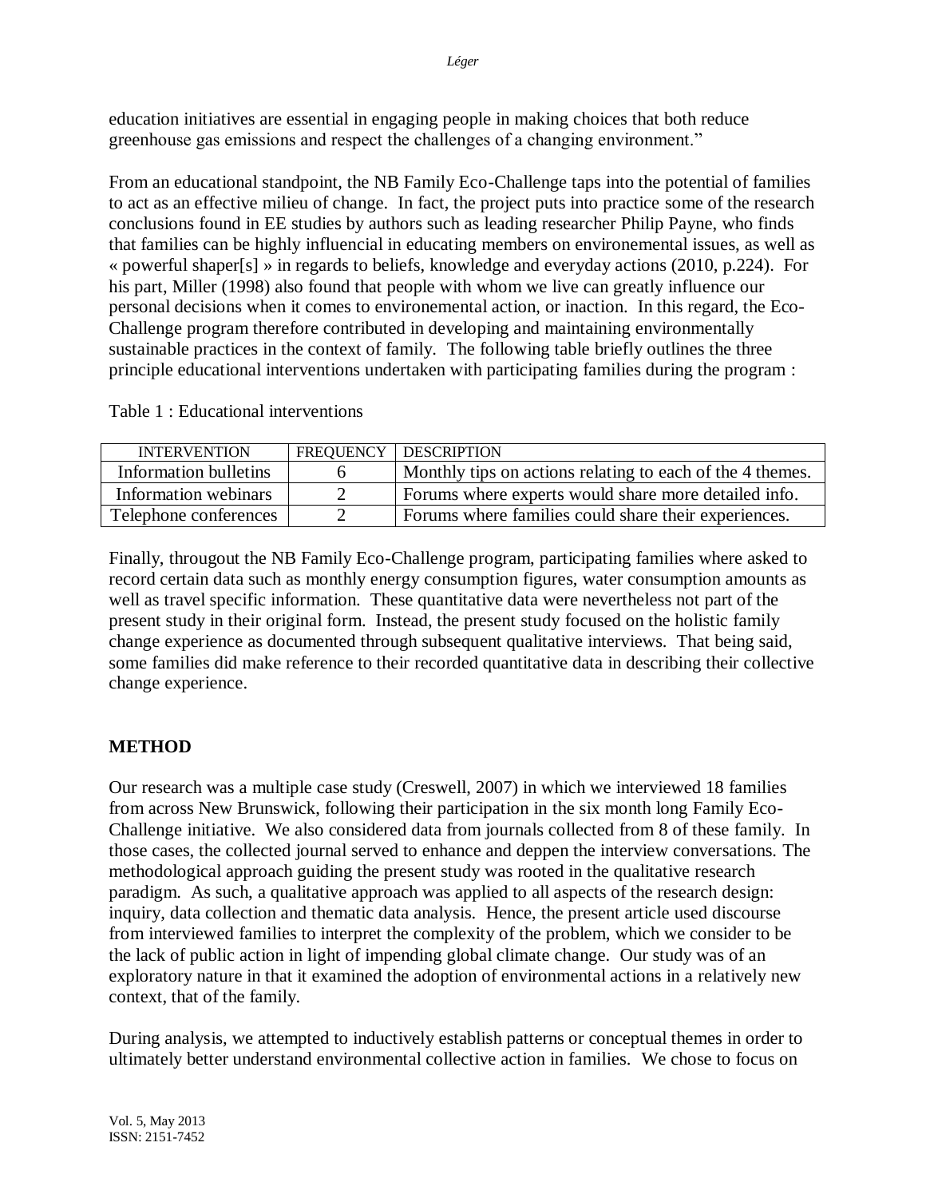education initiatives are essential in engaging people in making choices that both reduce greenhouse gas emissions and respect the challenges of a changing environment."

From an educational standpoint, the NB Family Eco-Challenge taps into the potential of families to act as an effective milieu of change. In fact, the project puts into practice some of the research conclusions found in EE studies by authors such as leading researcher Philip Payne, who finds that families can be highly influencial in educating members on environemental issues, as well as « powerful shaper[s] » in regards to beliefs, knowledge and everyday actions (2010, p.224). For his part, Miller (1998) also found that people with whom we live can greatly influence our personal decisions when it comes to environemental action, or inaction. In this regard, the Eco-Challenge program therefore contributed in developing and maintaining environmentally sustainable practices in the context of family. The following table briefly outlines the three principle educational interventions undertaken with participating families during the program :

Table 1 : Educational interventions

| INTERVENTION | FREQUENCY | DESCRIPTION |
| --- | --- | --- |
| Information bulletins | 6 | Monthly tips on actions relating to each of the 4 themes. |
| Information webinars | 2 | Forums where experts would share more detailed info. |
| Telephone conferences | 2 | Forums where families could share their experiences. |

Finally, througout the NB Family Eco-Challenge program, participating families where asked to record certain data such as monthly energy consumption figures, water consumption amounts as well as travel specific information. These quantitative data were nevertheless not part of the present study in their original form. Instead, the present study focused on the holistic family change experience as documented through subsequent qualitative interviews. That being said, some families did make reference to their recorded quantitative data in describing their collective change experience.

## METHOD

Our research was a multiple case study (Creswell, 2007) in which we interviewed 18 families from across New Brunswick, following their participation in the six month long Family Eco-Challenge initiative. We also considered data from journals collected from 8 of these family. In those cases, the collected journal served to enhance and deppen the interview conversations. The methodological approach guiding the present study was rooted in the qualitative research paradigm. As such, a qualitative approach was applied to all aspects of the research design: inquiry, data collection and thematic data analysis. Hence, the present article used discourse from interviewed families to interpret the complexity of the problem, which we consider to be the lack of public action in light of impending global climate change. Our study was of an exploratory nature in that it examined the adoption of environmental actions in a relatively new context, that of the family.

During analysis, we attempted to inductively establish patterns or conceptual themes in order to ultimately better understand environmental collective action in families. We chose to focus on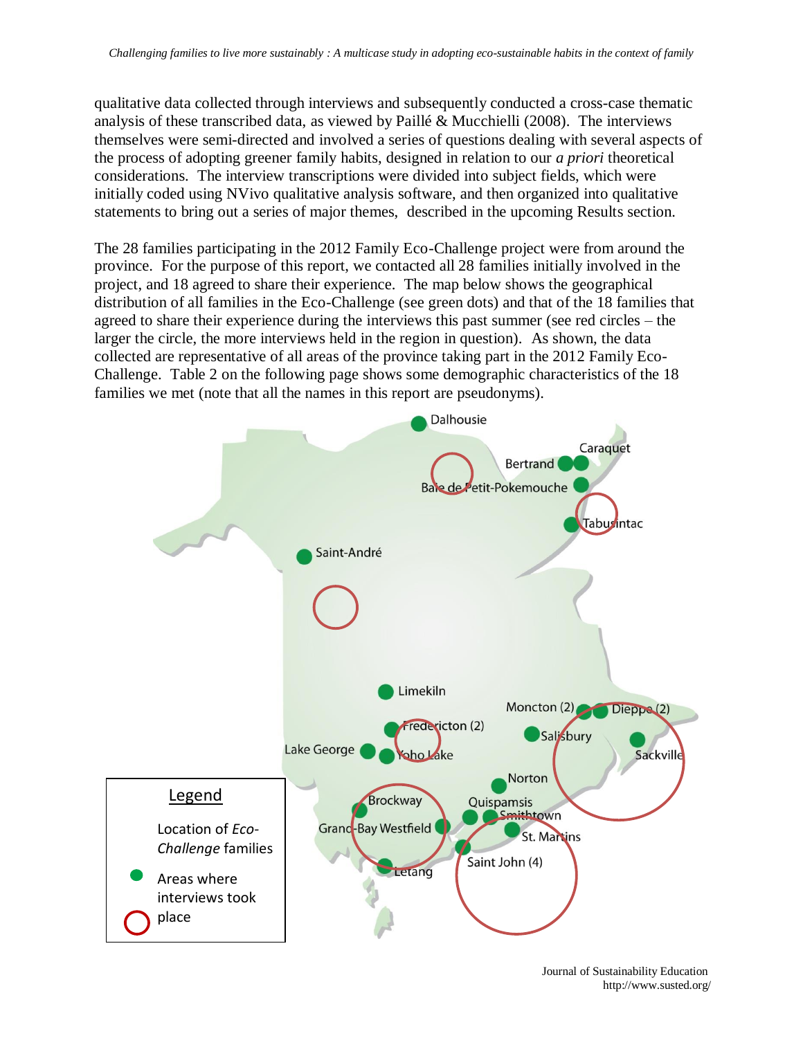qualitative data collected through interviews and subsequently conducted a cross-case thematic analysis of these transcribed data, as viewed by Paillé & Mucchielli (2008). The interviews themselves were semi-directed and involved a series of questions dealing with several aspects of the process of adopting greener family habits, designed in relation to our *a priori* theoretical considerations. The interview transcriptions were divided into subject fields, which were initially coded using NVivo qualitative analysis software, and then organized into qualitative statements to bring out a series of major themes, described in the upcoming Results section.

The 28 families participating in the 2012 Family Eco-Challenge project were from around the province. For the purpose of this report, we contacted all 28 families initially involved in the project, and 18 agreed to share their experience. The map below shows the geographical distribution of all families in the Eco-Challenge (see green dots) and that of the 18 families that agreed to share their experience during the interviews this past summer (see red circles – the larger the circle, the more interviews held in the region in question). As shown, the data collected are representative of all areas of the province taking part in the 2012 Family Eco-Challenge. Table 2 on the following page shows some demographic characteristics of the 18 families we met (note that all the names in this report are pseudonyms).

Dalhousie, Caraquet, Bertrand, Baie de Petit-Pokemouche, Tabusintac, Saint-André, Limekiln, Moncton (2), Dieppe (2), Fredericton (2), Salisbury, Lake George, Yoho Lake, Sackville, Norton, Brockway, Quispamsis, Smithtown, Grand-Bay Westfield, St. Martins, Saint John (4), Letang

Legend

Location of *Eco-Challenge* families

Areas where interviews took place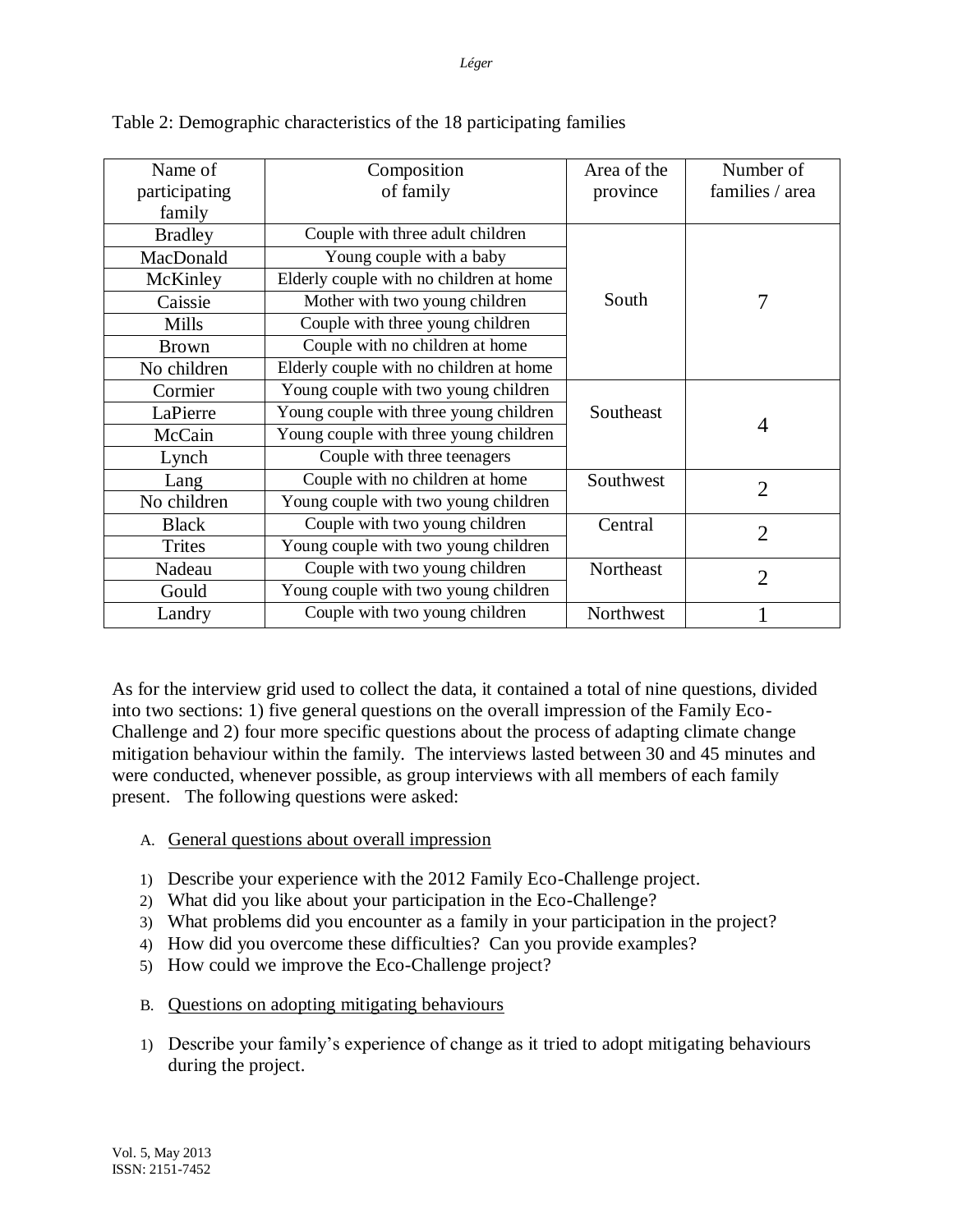Table 2: Demographic characteristics of the 18 participating families

| Name of participating family | Composition of family | Area of the province | Number of families / area |
|---|---|---|---|
| Bradley | Couple with three adult children | South | 7 |
| MacDonald | Young couple with a baby | | |
| McKinley | Elderly couple with no children at home | | |
| Caissie | Mother with two young children | | |
| Mills | Couple with three young children | | |
| Brown | Couple with no children at home | | |
| No children | Elderly couple with no children at home | | |
| Cormier | Young couple with two young children | Southeast | 4 |
| LaPierre | Young couple with three young children | | |
| McCain | Young couple with three young children | | |
| Lynch | Couple with three teenagers | | |
| Lang | Couple with no children at home | Southwest | 2 |
| No children | Young couple with two young children | | |
| Black | Couple with two young children | Central | 2 |
| Trites | Young couple with two young children | | |
| Nadeau | Couple with two young children | Northeast | 2 |
| Gould | Young couple with two young children | | |
| Landry | Couple with two young children | Northwest | 1 |

As for the interview grid used to collect the data, it contained a total of nine questions, divided into two sections: 1) five general questions on the overall impression of the Family Eco-Challenge and 2) four more specific questions about the process of adapting climate change mitigation behaviour within the family. The interviews lasted between 30 and 45 minutes and were conducted, whenever possible, as group interviews with all members of each family present. The following questions were asked:

A. General questions about overall impression

1) Describe your experience with the 2012 Family Eco-Challenge project.
2) What did you like about your participation in the Eco-Challenge?
3) What problems did you encounter as a family in your participation in the project?
4) How did you overcome these difficulties? Can you provide examples?
5) How could we improve the Eco-Challenge project?

B. Questions on adopting mitigating behaviours

1) Describe your family's experience of change as it tried to adopt mitigating behaviours during the project.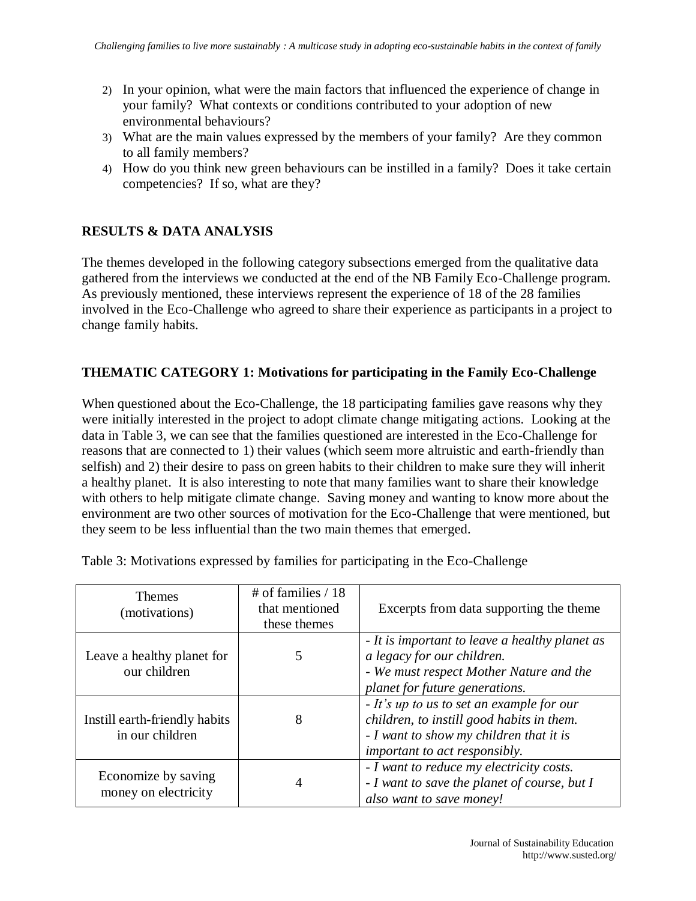2) In your opinion, what were the main factors that influenced the experience of change in your family? What contexts or conditions contributed to your adoption of new environmental behaviours?
3) What are the main values expressed by the members of your family? Are they common to all family members?
4) How do you think new green behaviours can be instilled in a family? Does it take certain competencies? If so, what are they?

## RESULTS & DATA ANALYSIS

The themes developed in the following category subsections emerged from the qualitative data gathered from the interviews we conducted at the end of the NB Family Eco-Challenge program. As previously mentioned, these interviews represent the experience of 18 of the 28 families involved in the Eco-Challenge who agreed to share their experience as participants in a project to change family habits.

### THEMATIC CATEGORY 1: Motivations for participating in the Family Eco-Challenge

When questioned about the Eco-Challenge, the 18 participating families gave reasons why they were initially interested in the project to adopt climate change mitigating actions. Looking at the data in Table 3, we can see that the families questioned are interested in the Eco-Challenge for reasons that are connected to 1) their values (which seem more altruistic and earth-friendly than selfish) and 2) their desire to pass on green habits to their children to make sure they will inherit a healthy planet. It is also interesting to note that many families want to share their knowledge with others to help mitigate climate change. Saving money and wanting to know more about the environment are two other sources of motivation for the Eco-Challenge that were mentioned, but they seem to be less influential than the two main themes that emerged.

Table 3: Motivations expressed by families for participating in the Eco-Challenge

| Themes (motivations) | # of families / 18 that mentioned these themes | Excerpts from data supporting the theme |
|---|---|---|
| Leave a healthy planet for our children | 5 | *- It is important to leave a healthy planet as a legacy for our children.*<br>*- We must respect Mother Nature and the planet for future generations.* |
| Instill earth-friendly habits in our children | 8 | *- It's up to us to set an example for our children, to instill good habits in them.*<br>*- I want to show my children that it is important to act responsibly.* |
| Economize by saving money on electricity | 4 | *- I want to reduce my electricity costs.*<br>*- I want to save the planet of course, but I also want to save money!* |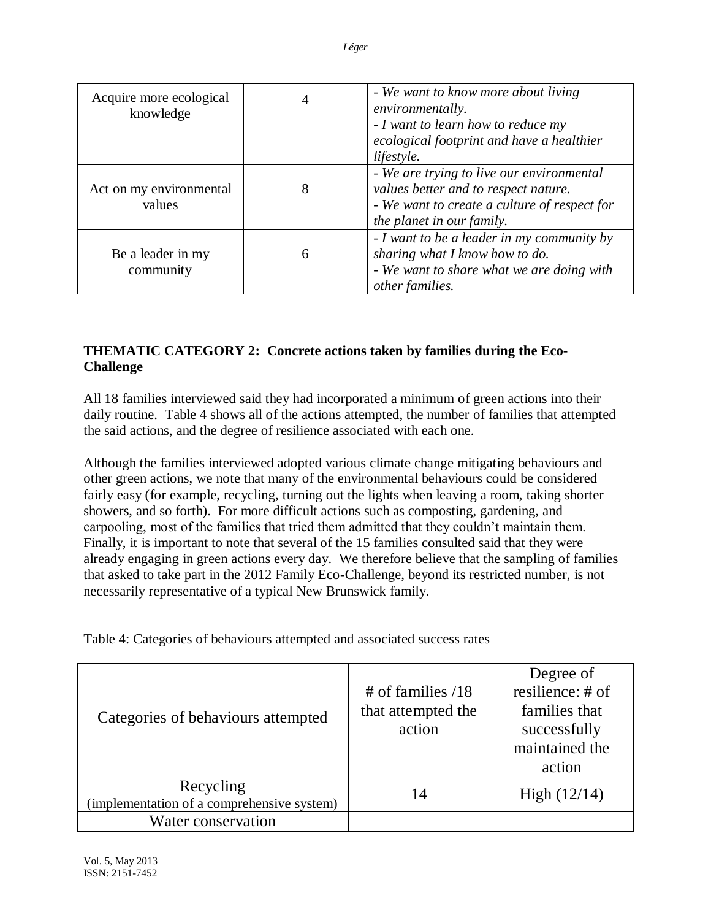| | | |
|---|---|---|
| Acquire more ecological knowledge | 4 | *- We want to know more about living environmentally.*<br>*- I want to learn how to reduce my ecological footprint and have a healthier lifestyle.* |
| Act on my environmental values | 8 | *- We are trying to live our environmental values better and to respect nature.*<br>*- We want to create a culture of respect for the planet in our family.* |
| Be a leader in my community | 6 | *- I want to be a leader in my community by sharing what I know how to do.*<br>*- We want to share what we are doing with other families.* |

**THEMATIC CATEGORY 2: Concrete actions taken by families during the Eco-Challenge**

All 18 families interviewed said they had incorporated a minimum of green actions into their daily routine. Table 4 shows all of the actions attempted, the number of families that attempted the said actions, and the degree of resilience associated with each one.

Although the families interviewed adopted various climate change mitigating behaviours and other green actions, we note that many of the environmental behaviours could be considered fairly easy (for example, recycling, turning out the lights when leaving a room, taking shorter showers, and so forth). For more difficult actions such as composting, gardening, and carpooling, most of the families that tried them admitted that they couldn't maintain them. Finally, it is important to note that several of the 15 families consulted said that they were already engaging in green actions every day. We therefore believe that the sampling of families that asked to take part in the 2012 Family Eco-Challenge, beyond its restricted number, is not necessarily representative of a typical New Brunswick family.

Table 4: Categories of behaviours attempted and associated success rates

| Categories of behaviours attempted | # of families /18 that attempted the action | Degree of resilience: # of families that successfully maintained the action |
|---|---|---|
| Recycling (implementation of a comprehensive system) | 14 | High (12/14) |
| Water conservation | | |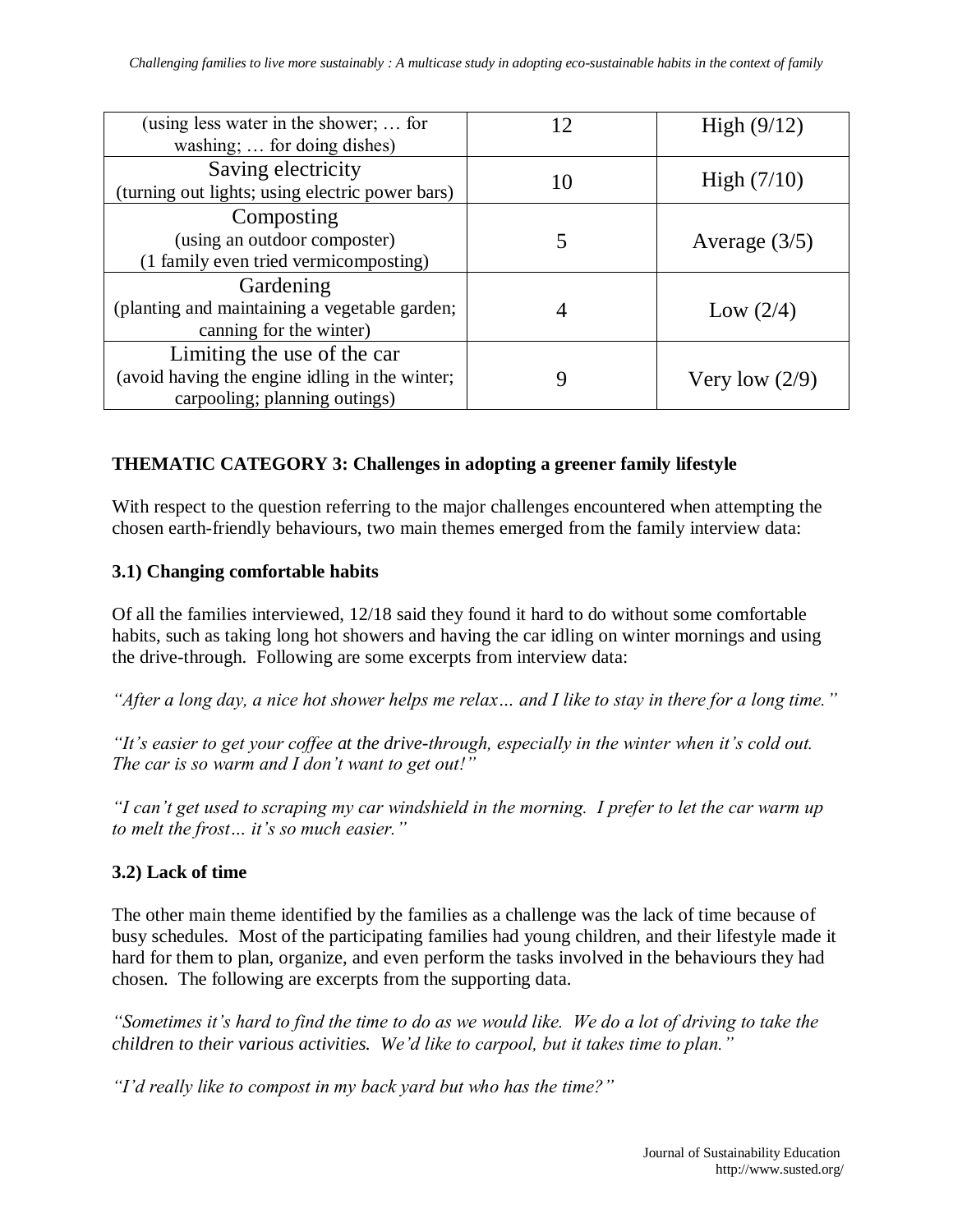| | | |
|---|---|---|
| (using less water in the shower; … for washing; … for doing dishes) | 12 | High (9/12) |
| Saving electricity (turning out lights; using electric power bars) | 10 | High (7/10) |
| Composting (using an outdoor composter) (1 family even tried vermicomposting) | 5 | Average (3/5) |
| Gardening (planting and maintaining a vegetable garden; canning for the winter) | 4 | Low (2/4) |
| Limiting the use of the car (avoid having the engine idling in the winter; carpooling; planning outings) | 9 | Very low (2/9) |

**THEMATIC CATEGORY 3: Challenges in adopting a greener family lifestyle**

With respect to the question referring to the major challenges encountered when attempting the chosen earth-friendly behaviours, two main themes emerged from the family interview data:

**3.1) Changing comfortable habits**

Of all the families interviewed, 12/18 said they found it hard to do without some comfortable habits, such as taking long hot showers and having the car idling on winter mornings and using the drive-through. Following are some excerpts from interview data:

*"After a long day, a nice hot shower helps me relax… and I like to stay in there for a long time."*

*"It's easier to get your coffee at the drive-through, especially in the winter when it's cold out. The car is so warm and I don't want to get out!"*

*"I can't get used to scraping my car windshield in the morning. I prefer to let the car warm up to melt the frost… it's so much easier."*

**3.2) Lack of time**

The other main theme identified by the families as a challenge was the lack of time because of busy schedules. Most of the participating families had young children, and their lifestyle made it hard for them to plan, organize, and even perform the tasks involved in the behaviours they had chosen. The following are excerpts from the supporting data.

*"Sometimes it's hard to find the time to do as we would like. We do a lot of driving to take the children to their various activities. We'd like to carpool, but it takes time to plan."*

*"I'd really like to compost in my back yard but who has the time?"*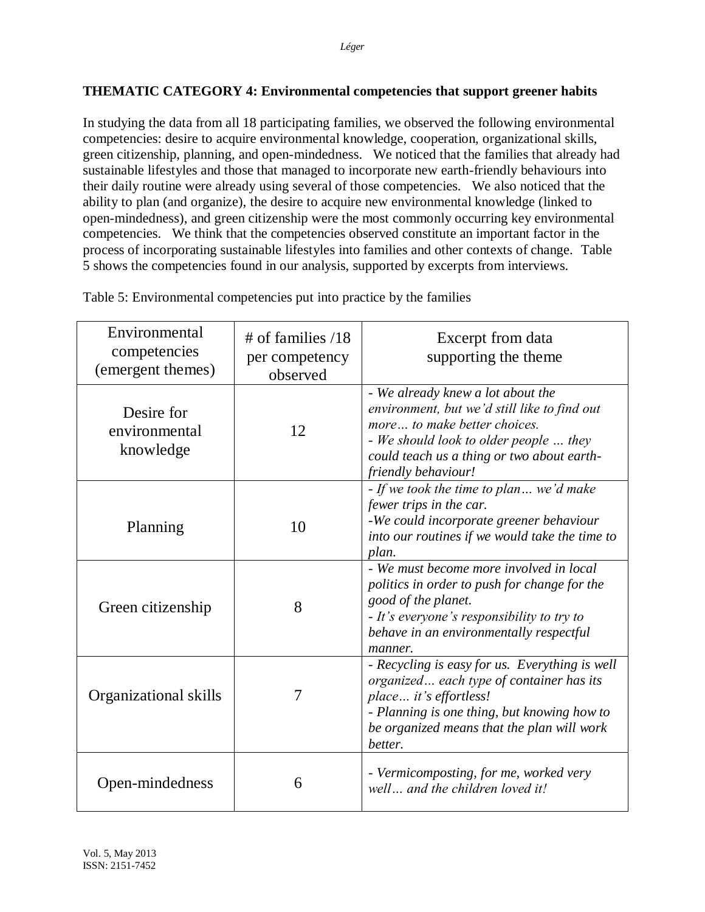## THEMATIC CATEGORY 4: Environmental competencies that support greener habits

In studying the data from all 18 participating families, we observed the following environmental competencies: desire to acquire environmental knowledge, cooperation, organizational skills, green citizenship, planning, and open-mindedness. We noticed that the families that already had sustainable lifestyles and those that managed to incorporate new earth-friendly behaviours into their daily routine were already using several of those competencies. We also noticed that the ability to plan (and organize), the desire to acquire new environmental knowledge (linked to open-mindedness), and green citizenship were the most commonly occurring key environmental competencies. We think that the competencies observed constitute an important factor in the process of incorporating sustainable lifestyles into families and other contexts of change. Table 5 shows the competencies found in our analysis, supported by excerpts from interviews.

Table 5: Environmental competencies put into practice by the families

| Environmental competencies (emergent themes) | # of families /18 per competency observed | Excerpt from data supporting the theme |
|---|---|---|
| Desire for environmental knowledge | 12 | *- We already knew a lot about the environment, but we'd still like to find out more… to make better choices.* <br> *- We should look to older people … they could teach us a thing or two about earth-friendly behaviour!* |
| Planning | 10 | *- If we took the time to plan… we'd make fewer trips in the car.* <br> *-We could incorporate greener behaviour into our routines if we would take the time to plan.* |
| Green citizenship | 8 | *- We must become more involved in local politics in order to push for change for the good of the planet.* <br> *- It's everyone's responsibility to try to behave in an environmentally respectful manner.* |
| Organizational skills | 7 | *- Recycling is easy for us. Everything is well organized… each type of container has its place… it's effortless!* <br> *- Planning is one thing, but knowing how to be organized means that the plan will work better.* |
| Open-mindedness | 6 | *- Vermicomposting, for me, worked very well… and the children loved it!* |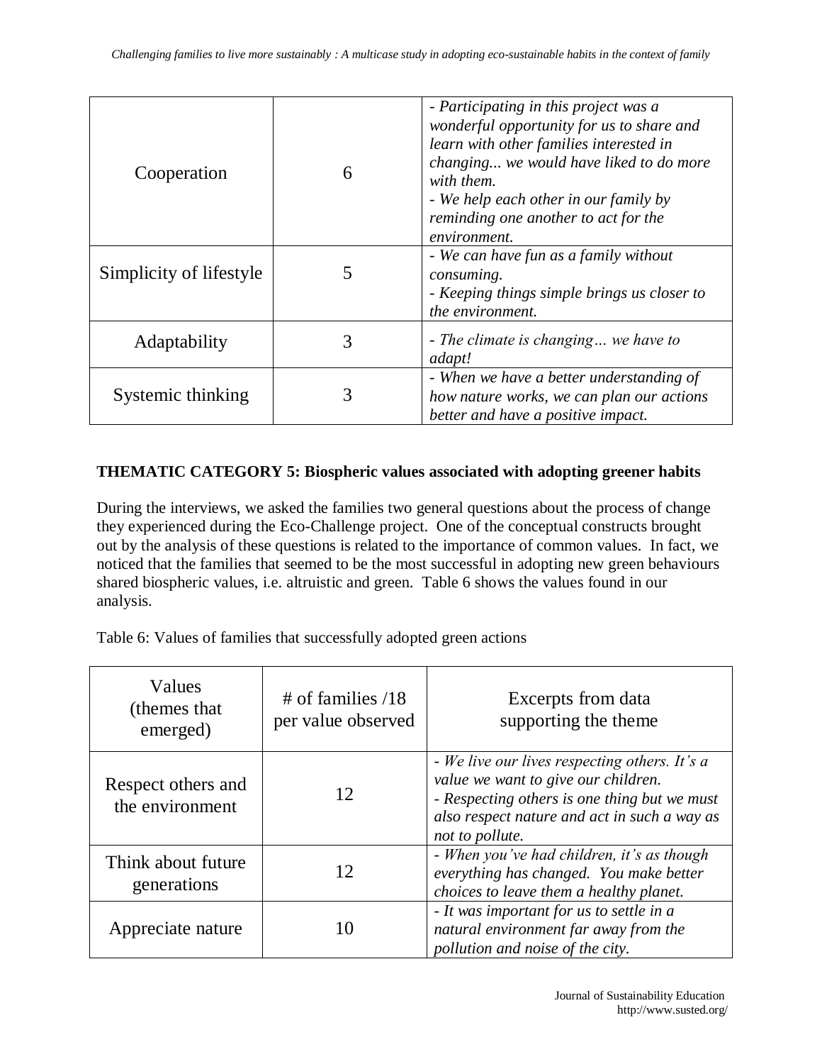| | | |
|---|---|---|
| Cooperation | 6 | *- Participating in this project was a wonderful opportunity for us to share and learn with other families interested in changing... we would have liked to do more with them.*<br>*- We help each other in our family by reminding one another to act for the environment.* |
| Simplicity of lifestyle | 5 | *- We can have fun as a family without consuming.*<br>*- Keeping things simple brings us closer to the environment.* |
| Adaptability | 3 | *- The climate is changing… we have to adapt!* |
| Systemic thinking | 3 | *- When we have a better understanding of how nature works, we can plan our actions better and have a positive impact.* |

**THEMATIC CATEGORY 5: Biospheric values associated with adopting greener habits**

During the interviews, we asked the families two general questions about the process of change they experienced during the Eco-Challenge project. One of the conceptual constructs brought out by the analysis of these questions is related to the importance of common values. In fact, we noticed that the families that seemed to be the most successful in adopting new green behaviours shared biospheric values, i.e. altruistic and green. Table 6 shows the values found in our analysis.

Table 6: Values of families that successfully adopted green actions

| Values (themes that emerged) | # of families /18 per value observed | Excerpts from data supporting the theme |
|---|---|---|
| Respect others and the environment | 12 | *- We live our lives respecting others. It's a value we want to give our children.*<br>*- Respecting others is one thing but we must also respect nature and act in such a way as not to pollute.* |
| Think about future generations | 12 | *- When you've had children, it's as though everything has changed. You make better choices to leave them a healthy planet.* |
| Appreciate nature | 10 | *- It was important for us to settle in a natural environment far away from the pollution and noise of the city.* |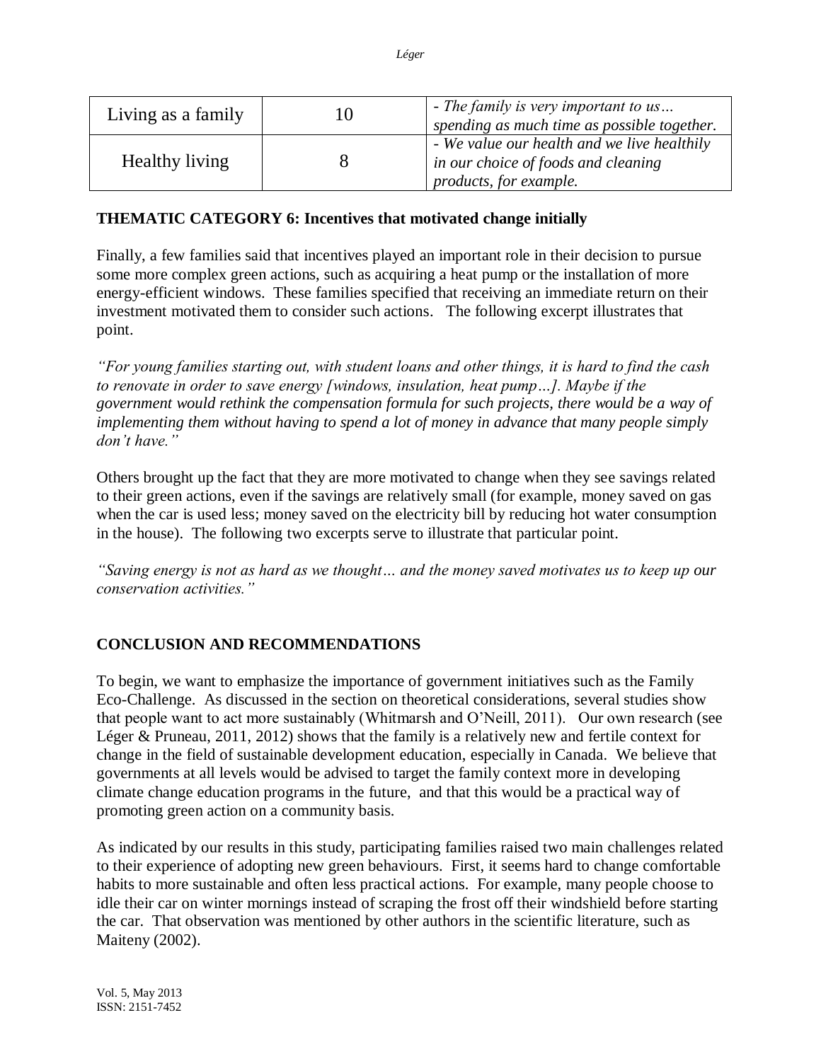| Living as a family | 10 | *- The family is very important to us… spending as much time as possible together.* |
|---|---|---|
| Healthy living | 8 | *- We value our health and we live healthily in our choice of foods and cleaning products, for example.* |

**THEMATIC CATEGORY 6: Incentives that motivated change initially**

Finally, a few families said that incentives played an important role in their decision to pursue some more complex green actions, such as acquiring a heat pump or the installation of more energy-efficient windows. These families specified that receiving an immediate return on their investment motivated them to consider such actions. The following excerpt illustrates that point.

*"For young families starting out, with student loans and other things, it is hard to find the cash to renovate in order to save energy [windows, insulation, heat pump…]. Maybe if the government would rethink the compensation formula for such projects, there would be a way of implementing them without having to spend a lot of money in advance that many people simply don't have."*

Others brought up the fact that they are more motivated to change when they see savings related to their green actions, even if the savings are relatively small (for example, money saved on gas when the car is used less; money saved on the electricity bill by reducing hot water consumption in the house). The following two excerpts serve to illustrate that particular point.

*"Saving energy is not as hard as we thought… and the money saved motivates us to keep up our conservation activities."*

## CONCLUSION AND RECOMMENDATIONS

To begin, we want to emphasize the importance of government initiatives such as the Family Eco-Challenge. As discussed in the section on theoretical considerations, several studies show that people want to act more sustainably (Whitmarsh and O'Neill, 2011). Our own research (see Léger & Pruneau, 2011, 2012) shows that the family is a relatively new and fertile context for change in the field of sustainable development education, especially in Canada. We believe that governments at all levels would be advised to target the family context more in developing climate change education programs in the future, and that this would be a practical way of promoting green action on a community basis.

As indicated by our results in this study, participating families raised two main challenges related to their experience of adopting new green behaviours. First, it seems hard to change comfortable habits to more sustainable and often less practical actions. For example, many people choose to idle their car on winter mornings instead of scraping the frost off their windshield before starting the car. That observation was mentioned by other authors in the scientific literature, such as Maiteny (2002).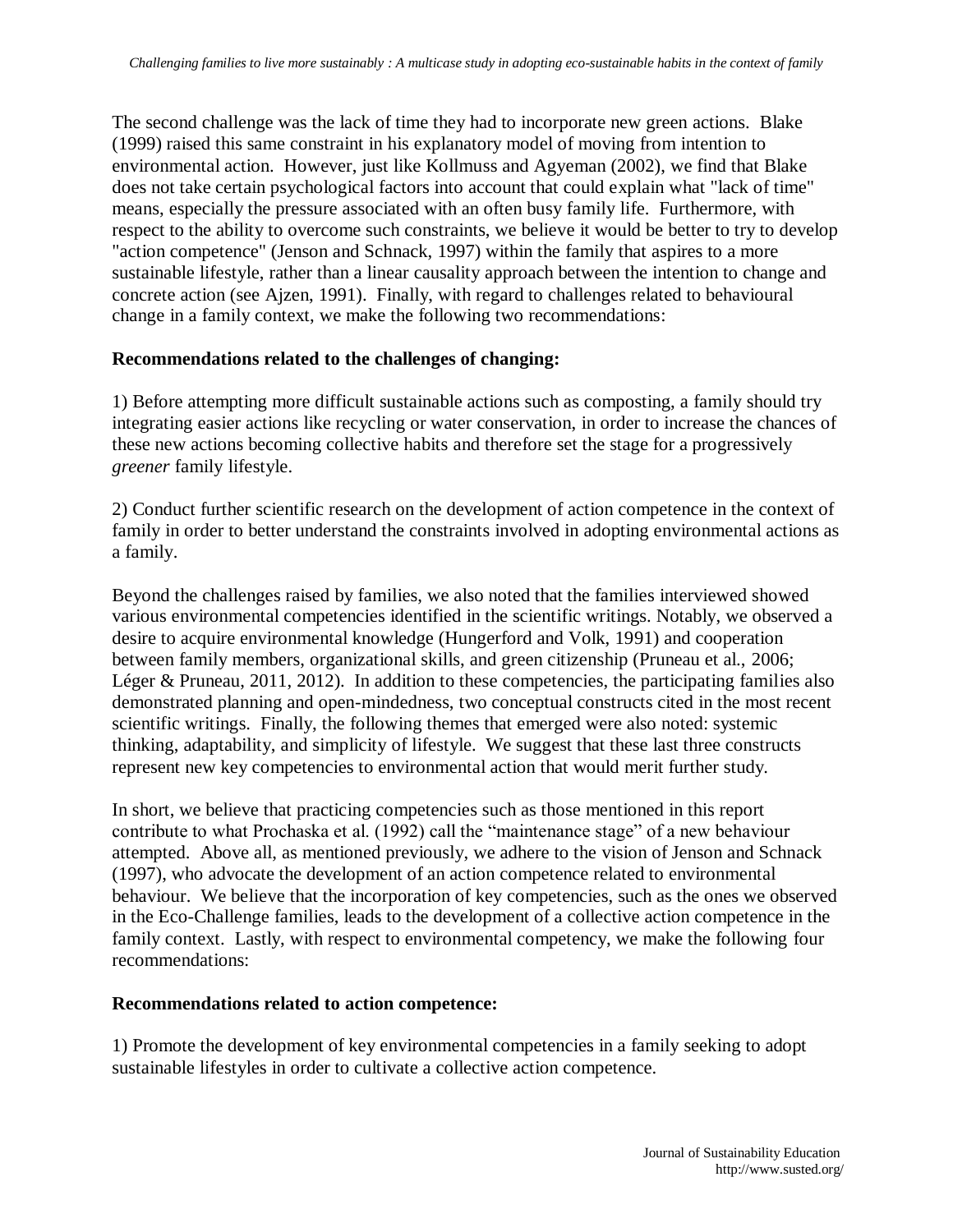The second challenge was the lack of time they had to incorporate new green actions. Blake (1999) raised this same constraint in his explanatory model of moving from intention to environmental action. However, just like Kollmuss and Agyeman (2002), we find that Blake does not take certain psychological factors into account that could explain what "lack of time" means, especially the pressure associated with an often busy family life. Furthermore, with respect to the ability to overcome such constraints, we believe it would be better to try to develop "action competence" (Jenson and Schnack, 1997) within the family that aspires to a more sustainable lifestyle, rather than a linear causality approach between the intention to change and concrete action (see Ajzen, 1991). Finally, with regard to challenges related to behavioural change in a family context, we make the following two recommendations:

**Recommendations related to the challenges of changing:**

1) Before attempting more difficult sustainable actions such as composting, a family should try integrating easier actions like recycling or water conservation, in order to increase the chances of these new actions becoming collective habits and therefore set the stage for a progressively *greener* family lifestyle.

2) Conduct further scientific research on the development of action competence in the context of family in order to better understand the constraints involved in adopting environmental actions as a family.

Beyond the challenges raised by families, we also noted that the families interviewed showed various environmental competencies identified in the scientific writings. Notably, we observed a desire to acquire environmental knowledge (Hungerford and Volk, 1991) and cooperation between family members, organizational skills, and green citizenship (Pruneau et al., 2006; Léger & Pruneau, 2011, 2012). In addition to these competencies, the participating families also demonstrated planning and open-mindedness, two conceptual constructs cited in the most recent scientific writings. Finally, the following themes that emerged were also noted: systemic thinking, adaptability, and simplicity of lifestyle. We suggest that these last three constructs represent new key competencies to environmental action that would merit further study.

In short, we believe that practicing competencies such as those mentioned in this report contribute to what Prochaska et al. (1992) call the “maintenance stage” of a new behaviour attempted. Above all, as mentioned previously, we adhere to the vision of Jenson and Schnack (1997), who advocate the development of an action competence related to environmental behaviour. We believe that the incorporation of key competencies, such as the ones we observed in the Eco-Challenge families, leads to the development of a collective action competence in the family context. Lastly, with respect to environmental competency, we make the following four recommendations:

**Recommendations related to action competence:**

1) Promote the development of key environmental competencies in a family seeking to adopt sustainable lifestyles in order to cultivate a collective action competence.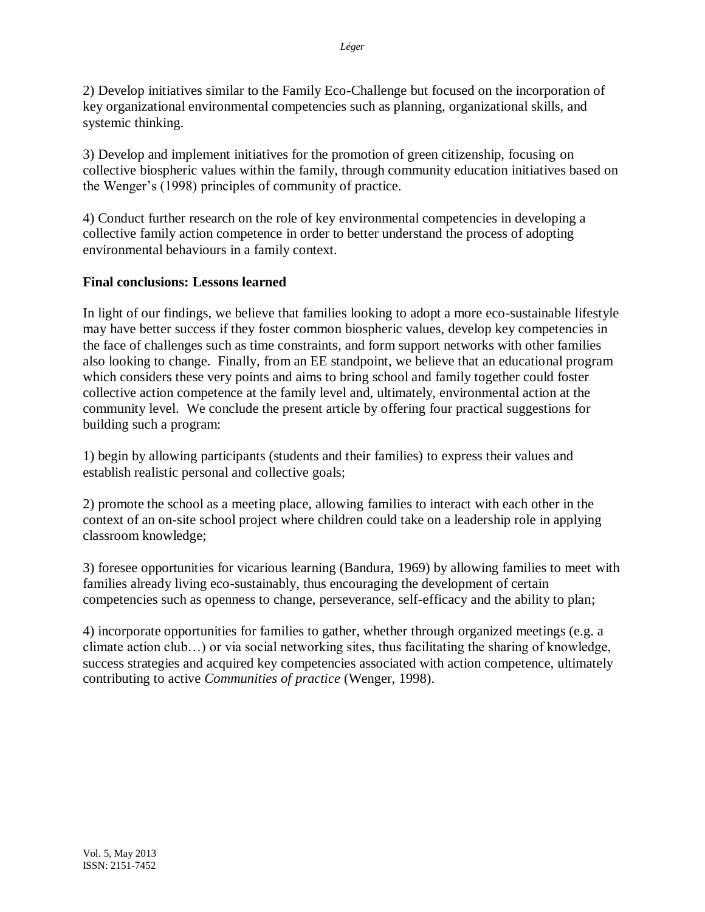2) Develop initiatives similar to the Family Eco-Challenge but focused on the incorporation of key organizational environmental competencies such as planning, organizational skills, and systemic thinking.

3) Develop and implement initiatives for the promotion of green citizenship, focusing on collective biospheric values within the family, through community education initiatives based on the Wenger's (1998) principles of community of practice.

4) Conduct further research on the role of key environmental competencies in developing a collective family action competence in order to better understand the process of adopting environmental behaviours in a family context.

**Final conclusions: Lessons learned**

In light of our findings, we believe that families looking to adopt a more eco-sustainable lifestyle may have better success if they foster common biospheric values, develop key competencies in the face of challenges such as time constraints, and form support networks with other families also looking to change. Finally, from an EE standpoint, we believe that an educational program which considers these very points and aims to bring school and family together could foster collective action competence at the family level and, ultimately, environmental action at the community level. We conclude the present article by offering four practical suggestions for building such a program:

1) begin by allowing participants (students and their families) to express their values and establish realistic personal and collective goals;

2) promote the school as a meeting place, allowing families to interact with each other in the context of an on-site school project where children could take on a leadership role in applying classroom knowledge;

3) foresee opportunities for vicarious learning (Bandura, 1969) by allowing families to meet with families already living eco-sustainably, thus encouraging the development of certain competencies such as openness to change, perseverance, self-efficacy and the ability to plan;

4) incorporate opportunities for families to gather, whether through organized meetings (e.g. a climate action club…) or via social networking sites, thus facilitating the sharing of knowledge, success strategies and acquired key competencies associated with action competence, ultimately contributing to active *Communities of practice* (Wenger, 1998).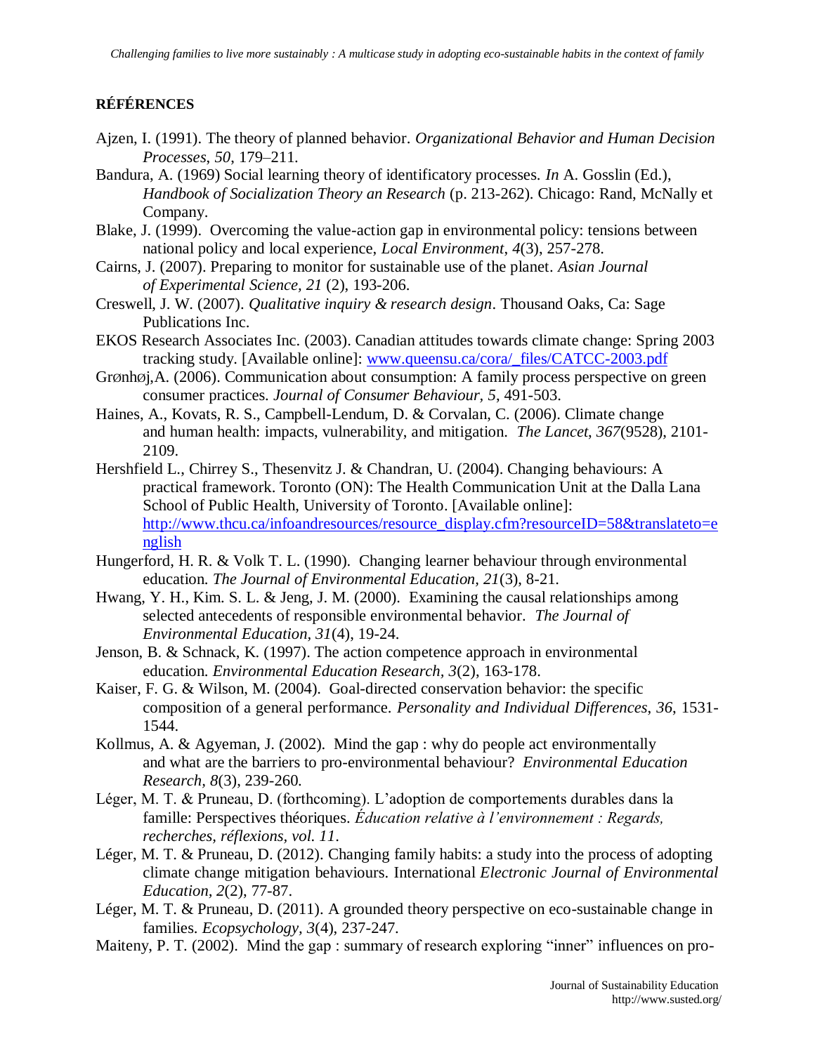**RÉFÉRENCES**

Ajzen, I. (1991). The theory of planned behavior. *Organizational Behavior and Human Decision Processes*, *50*, 179–211.

Bandura, A. (1969) Social learning theory of identificatory processes. *In* A. Gosslin (Ed.), *Handbook of Socialization Theory an Research* (p. 213-262). Chicago: Rand, McNally et Company.

Blake, J. (1999). Overcoming the value-action gap in environmental policy: tensions between national policy and local experience, *Local Environment*, *4*(3), 257-278.

Cairns, J. (2007). Preparing to monitor for sustainable use of the planet. *Asian Journal of Experimental Science, 21* (2), 193-206.

Creswell, J. W. (2007). *Qualitative inquiry & research design*. Thousand Oaks, Ca: Sage Publications Inc.

EKOS Research Associates Inc. (2003). Canadian attitudes towards climate change: Spring 2003 tracking study. [Available online]: www.queensu.ca/cora/_files/CATCC-2003.pdf

Grønhøj,A. (2006). Communication about consumption: A family process perspective on green consumer practices. *Journal of Consumer Behaviour, 5*, 491-503.

Haines, A., Kovats, R. S., Campbell-Lendum, D. & Corvalan, C. (2006). Climate change and human health: impacts, vulnerability, and mitigation. *The Lancet*, *367*(9528), 2101-2109.

Hershfield L., Chirrey S., Thesenvitz J. & Chandran, U. (2004). Changing behaviours: A practical framework. Toronto (ON): The Health Communication Unit at the Dalla Lana School of Public Health, University of Toronto. [Available online]: http://www.thcu.ca/infoandresources/resource_display.cfm?resourceID=58&translateto=english

Hungerford, H. R. & Volk T. L. (1990). Changing learner behaviour through environmental education. *The Journal of Environmental Education, 21*(3), 8-21.

Hwang, Y. H., Kim. S. L. & Jeng, J. M. (2000). Examining the causal relationships among selected antecedents of responsible environmental behavior. *The Journal of Environmental Education, 31*(4), 19-24.

Jenson, B. & Schnack, K. (1997). The action competence approach in environmental education. *Environmental Education Research, 3*(2), 163-178.

Kaiser, F. G. & Wilson, M. (2004). Goal-directed conservation behavior: the specific composition of a general performance. *Personality and Individual Differences*, *36*, 1531-1544.

Kollmus, A. & Agyeman, J. (2002). Mind the gap : why do people act environmentally and what are the barriers to pro-environmental behaviour? *Environmental Education Research, 8*(3), 239-260.

Léger, M. T. & Pruneau, D. (forthcoming). L'adoption de comportements durables dans la famille: Perspectives théoriques. *Éducation relative à l'environnement : Regards, recherches, réflexions, vol. 11*.

Léger, M. T. & Pruneau, D. (2012). Changing family habits: a study into the process of adopting climate change mitigation behaviours. International *Electronic Journal of Environmental Education, 2*(2), 77-87.

Léger, M. T. & Pruneau, D. (2011). A grounded theory perspective on eco-sustainable change in families. *Ecopsychology, 3*(4), 237-247.

Maiteny, P. T. (2002). Mind the gap : summary of research exploring "inner" influences on pro-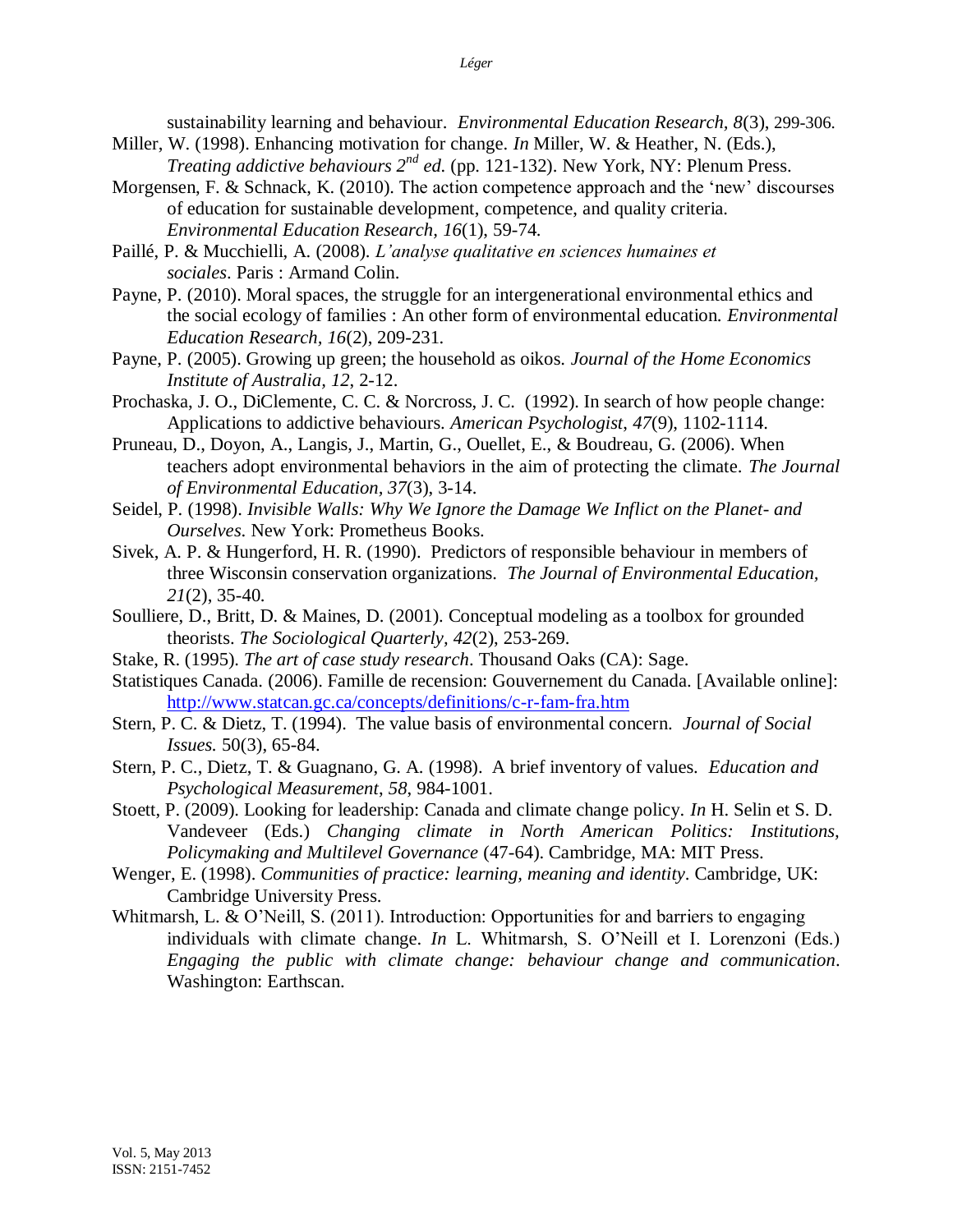sustainability learning and behaviour. *Environmental Education Research, 8*(3), 299-306.

Miller, W. (1998). Enhancing motivation for change. *In* Miller, W. & Heather, N. (Eds.), *Treating addictive behaviours 2nd ed.* (pp. 121-132). New York, NY: Plenum Press.

Morgensen, F. & Schnack, K. (2010). The action competence approach and the 'new' discourses of education for sustainable development, competence, and quality criteria. *Environmental Education Research, 16*(1), 59-74.

Paillé, P. & Mucchielli, A. (2008). *L'analyse qualitative en sciences humaines et sociales*. Paris : Armand Colin.

Payne, P. (2010). Moral spaces, the struggle for an intergenerational environmental ethics and the social ecology of families : An other form of environmental education. *Environmental Education Research, 16*(2), 209-231.

Payne, P. (2005). Growing up green; the household as oikos. *Journal of the Home Economics Institute of Australia, 12*, 2-12.

Prochaska, J. O., DiClemente, C. C. & Norcross, J. C. (1992). In search of how people change: Applications to addictive behaviours. *American Psychologist*, *47*(9), 1102-1114.

Pruneau, D., Doyon, A., Langis, J., Martin, G., Ouellet, E., & Boudreau, G. (2006). When teachers adopt environmental behaviors in the aim of protecting the climate. *The Journal of Environmental Education, 37*(3), 3-14.

Seidel, P. (1998). *Invisible Walls: Why We Ignore the Damage We Inflict on the Planet- and Ourselves.* New York: Prometheus Books.

Sivek, A. P. & Hungerford, H. R. (1990). Predictors of responsible behaviour in members of three Wisconsin conservation organizations. *The Journal of Environmental Education, 21*(2), 35-40.

Soulliere, D., Britt, D. & Maines, D. (2001). Conceptual modeling as a toolbox for grounded theorists. *The Sociological Quarterly, 42*(2), 253-269.

Stake, R. (1995). *The art of case study research*. Thousand Oaks (CA): Sage.

Statistiques Canada. (2006). Famille de recension: Gouvernement du Canada. [Available online]: http://www.statcan.gc.ca/concepts/definitions/c-r-fam-fra.htm

Stern, P. C. & Dietz, T. (1994). The value basis of environmental concern. *Journal of Social Issues.* 50(3), 65-84.

Stern, P. C., Dietz, T. & Guagnano, G. A. (1998). A brief inventory of values. *Education and Psychological Measurement, 58*, 984-1001.

Stoett, P. (2009). Looking for leadership: Canada and climate change policy. *In* H. Selin et S. D. Vandeveer (Eds.) *Changing climate in North American Politics: Institutions, Policymaking and Multilevel Governance* (47-64). Cambridge, MA: MIT Press.

Wenger, E. (1998). *Communities of practice: learning, meaning and identity*. Cambridge, UK: Cambridge University Press.

Whitmarsh, L. & O'Neill, S. (2011). Introduction: Opportunities for and barriers to engaging individuals with climate change. *In* L. Whitmarsh, S. O'Neill et I. Lorenzoni (Eds.) *Engaging the public with climate change: behaviour change and communication*. Washington: Earthscan.